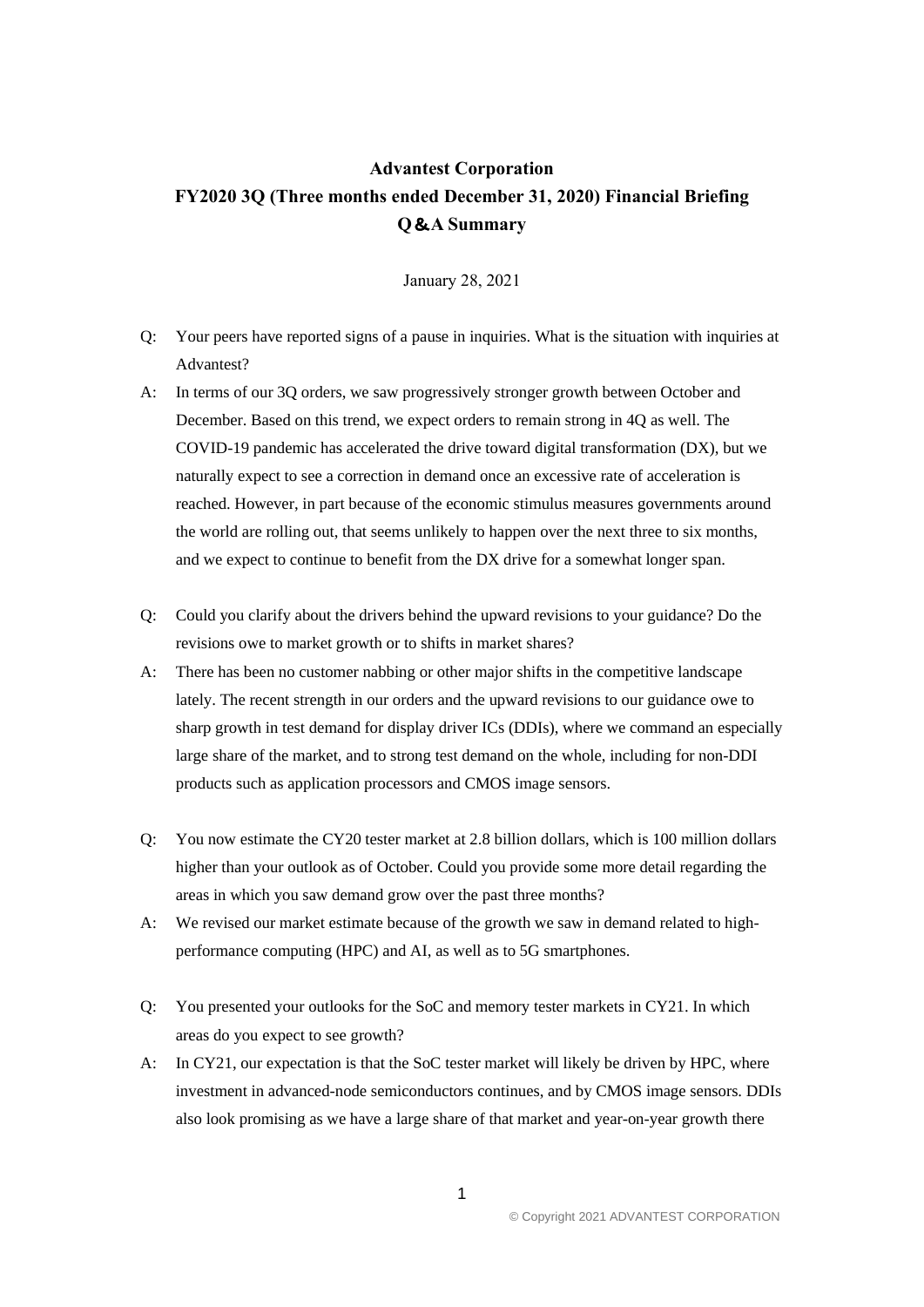# Advantest Corporation
## FY2020 3Q (Three months ended December 31, 2020) Financial Briefing
## Q&A Summary

January 28, 2021

Q: Your peers have reported signs of a pause in inquiries. What is the situation with inquiries at Advantest?

A: In terms of our 3Q orders, we saw progressively stronger growth between October and December. Based on this trend, we expect orders to remain strong in 4Q as well. The COVID-19 pandemic has accelerated the drive toward digital transformation (DX), but we naturally expect to see a correction in demand once an excessive rate of acceleration is reached. However, in part because of the economic stimulus measures governments around the world are rolling out, that seems unlikely to happen over the next three to six months, and we expect to continue to benefit from the DX drive for a somewhat longer span.

Q: Could you clarify about the drivers behind the upward revisions to your guidance? Do the revisions owe to market growth or to shifts in market shares?

A: There has been no customer nabbing or other major shifts in the competitive landscape lately. The recent strength in our orders and the upward revisions to our guidance owe to sharp growth in test demand for display driver ICs (DDIs), where we command an especially large share of the market, and to strong test demand on the whole, including for non-DDI products such as application processors and CMOS image sensors.

Q: You now estimate the CY20 tester market at 2.8 billion dollars, which is 100 million dollars higher than your outlook as of October. Could you provide some more detail regarding the areas in which you saw demand grow over the past three months?

A: We revised our market estimate because of the growth we saw in demand related to high-performance computing (HPC) and AI, as well as to 5G smartphones.

Q: You presented your outlooks for the SoC and memory tester markets in CY21. In which areas do you expect to see growth?

A: In CY21, our expectation is that the SoC tester market will likely be driven by HPC, where investment in advanced-node semiconductors continues, and by CMOS image sensors. DDIs also look promising as we have a large share of that market and year-on-year growth there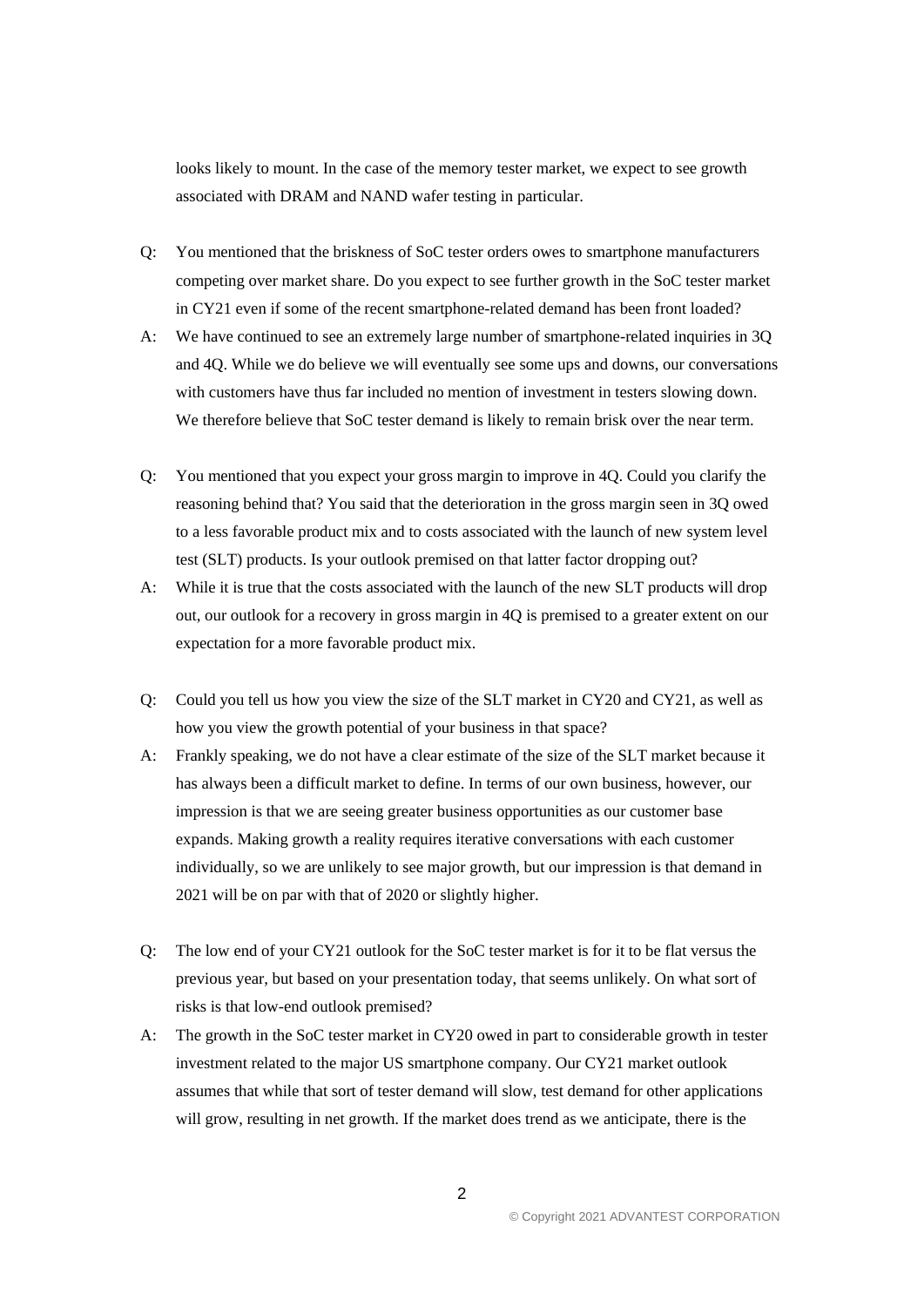looks likely to mount. In the case of the memory tester market, we expect to see growth associated with DRAM and NAND wafer testing in particular.

Q: You mentioned that the briskness of SoC tester orders owes to smartphone manufacturers competing over market share. Do you expect to see further growth in the SoC tester market in CY21 even if some of the recent smartphone-related demand has been front loaded?

A: We have continued to see an extremely large number of smartphone-related inquiries in 3Q and 4Q. While we do believe we will eventually see some ups and downs, our conversations with customers have thus far included no mention of investment in testers slowing down. We therefore believe that SoC tester demand is likely to remain brisk over the near term.

Q: You mentioned that you expect your gross margin to improve in 4Q. Could you clarify the reasoning behind that? You said that the deterioration in the gross margin seen in 3Q owed to a less favorable product mix and to costs associated with the launch of new system level test (SLT) products. Is your outlook premised on that latter factor dropping out?

A: While it is true that the costs associated with the launch of the new SLT products will drop out, our outlook for a recovery in gross margin in 4Q is premised to a greater extent on our expectation for a more favorable product mix.

Q: Could you tell us how you view the size of the SLT market in CY20 and CY21, as well as how you view the growth potential of your business in that space?

A: Frankly speaking, we do not have a clear estimate of the size of the SLT market because it has always been a difficult market to define. In terms of our own business, however, our impression is that we are seeing greater business opportunities as our customer base expands. Making growth a reality requires iterative conversations with each customer individually, so we are unlikely to see major growth, but our impression is that demand in 2021 will be on par with that of 2020 or slightly higher.

Q: The low end of your CY21 outlook for the SoC tester market is for it to be flat versus the previous year, but based on your presentation today, that seems unlikely. On what sort of risks is that low-end outlook premised?

A: The growth in the SoC tester market in CY20 owed in part to considerable growth in tester investment related to the major US smartphone company. Our CY21 market outlook assumes that while that sort of tester demand will slow, test demand for other applications will grow, resulting in net growth. If the market does trend as we anticipate, there is the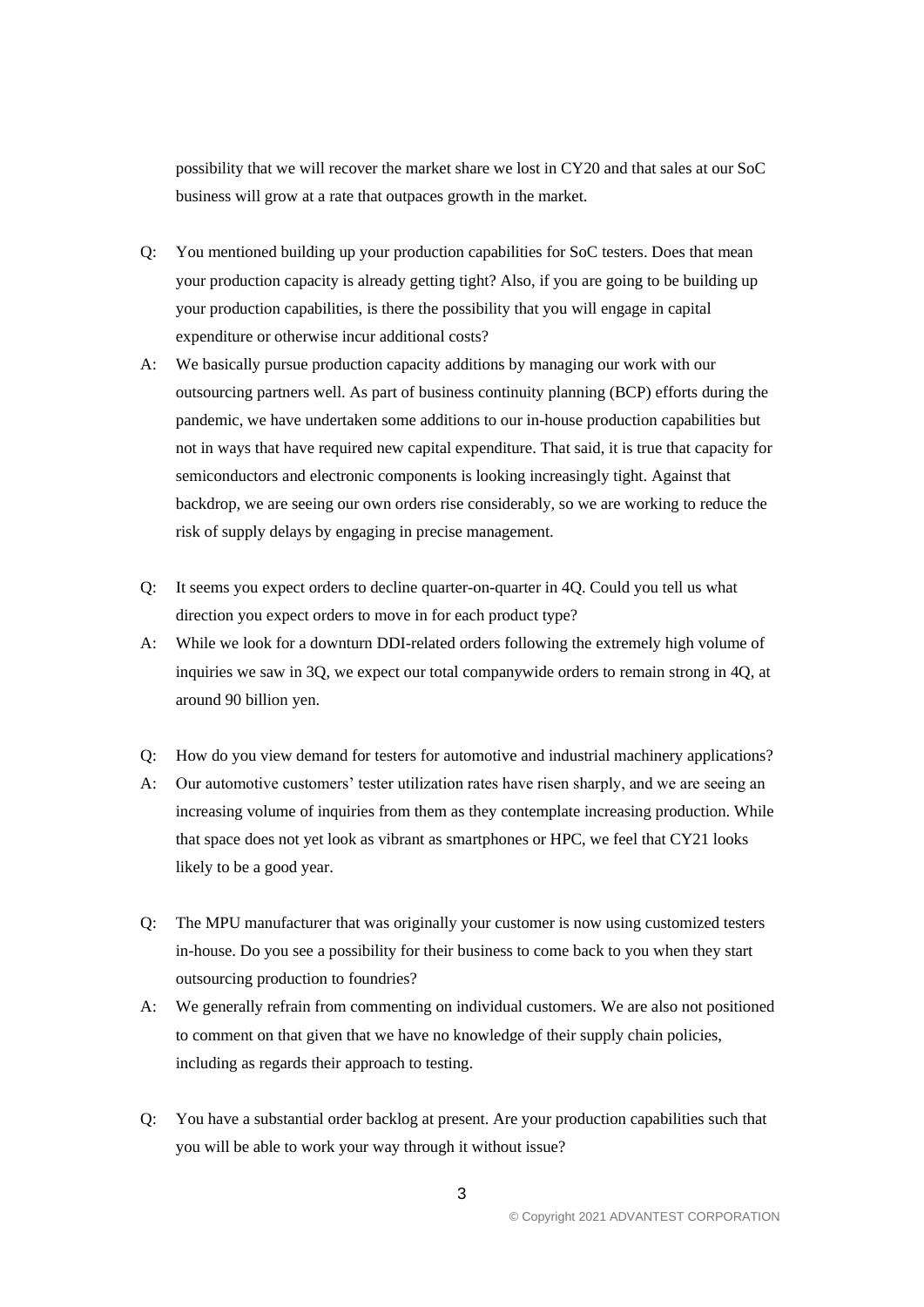possibility that we will recover the market share we lost in CY20 and that sales at our SoC business will grow at a rate that outpaces growth in the market.

Q: You mentioned building up your production capabilities for SoC testers. Does that mean your production capacity is already getting tight? Also, if you are going to be building up your production capabilities, is there the possibility that you will engage in capital expenditure or otherwise incur additional costs?

A: We basically pursue production capacity additions by managing our work with our outsourcing partners well. As part of business continuity planning (BCP) efforts during the pandemic, we have undertaken some additions to our in-house production capabilities but not in ways that have required new capital expenditure. That said, it is true that capacity for semiconductors and electronic components is looking increasingly tight. Against that backdrop, we are seeing our own orders rise considerably, so we are working to reduce the risk of supply delays by engaging in precise management.

Q: It seems you expect orders to decline quarter-on-quarter in 4Q. Could you tell us what direction you expect orders to move in for each product type?

A: While we look for a downturn DDI-related orders following the extremely high volume of inquiries we saw in 3Q, we expect our total companywide orders to remain strong in 4Q, at around 90 billion yen.

Q: How do you view demand for testers for automotive and industrial machinery applications?

A: Our automotive customers' tester utilization rates have risen sharply, and we are seeing an increasing volume of inquiries from them as they contemplate increasing production. While that space does not yet look as vibrant as smartphones or HPC, we feel that CY21 looks likely to be a good year.

Q: The MPU manufacturer that was originally your customer is now using customized testers in-house. Do you see a possibility for their business to come back to you when they start outsourcing production to foundries?

A: We generally refrain from commenting on individual customers. We are also not positioned to comment on that given that we have no knowledge of their supply chain policies, including as regards their approach to testing.

Q: You have a substantial order backlog at present. Are your production capabilities such that you will be able to work your way through it without issue?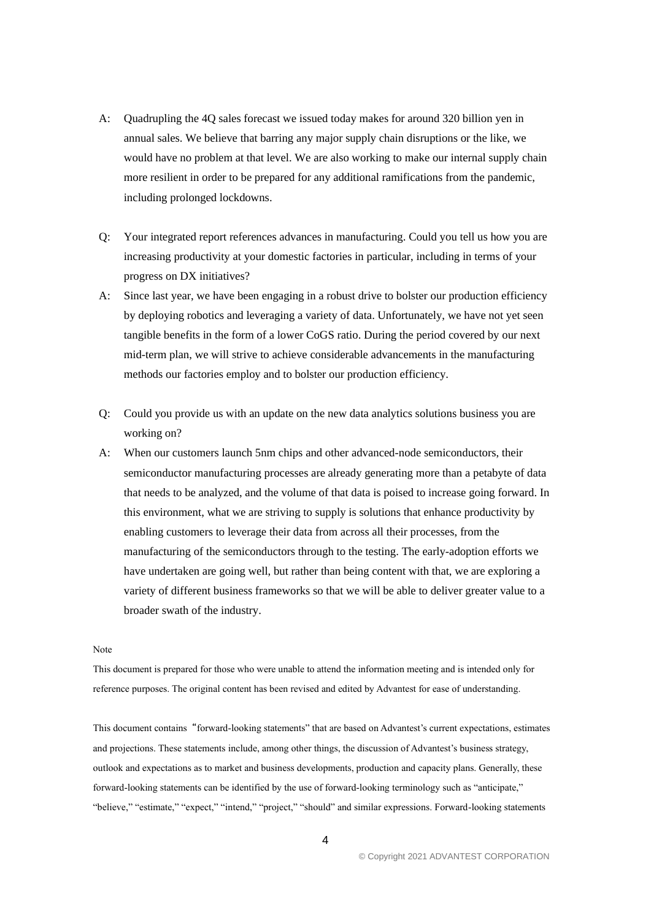A: Quadrupling the 4Q sales forecast we issued today makes for around 320 billion yen in annual sales. We believe that barring any major supply chain disruptions or the like, we would have no problem at that level. We are also working to make our internal supply chain more resilient in order to be prepared for any additional ramifications from the pandemic, including prolonged lockdowns.

Q: Your integrated report references advances in manufacturing. Could you tell us how you are increasing productivity at your domestic factories in particular, including in terms of your progress on DX initiatives?

A: Since last year, we have been engaging in a robust drive to bolster our production efficiency by deploying robotics and leveraging a variety of data. Unfortunately, we have not yet seen tangible benefits in the form of a lower CoGS ratio. During the period covered by our next mid-term plan, we will strive to achieve considerable advancements in the manufacturing methods our factories employ and to bolster our production efficiency.

Q: Could you provide us with an update on the new data analytics solutions business you are working on?

A: When our customers launch 5nm chips and other advanced-node semiconductors, their semiconductor manufacturing processes are already generating more than a petabyte of data that needs to be analyzed, and the volume of that data is poised to increase going forward. In this environment, what we are striving to supply is solutions that enhance productivity by enabling customers to leverage their data from across all their processes, from the manufacturing of the semiconductors through to the testing. The early-adoption efforts we have undertaken are going well, but rather than being content with that, we are exploring a variety of different business frameworks so that we will be able to deliver greater value to a broader swath of the industry.

Note

This document is prepared for those who were unable to attend the information meeting and is intended only for reference purposes. The original content has been revised and edited by Advantest for ease of understanding.

This document contains "forward-looking statements" that are based on Advantest's current expectations, estimates and projections. These statements include, among other things, the discussion of Advantest's business strategy, outlook and expectations as to market and business developments, production and capacity plans. Generally, these forward-looking statements can be identified by the use of forward-looking terminology such as "anticipate," "believe," "estimate," "expect," "intend," "project," "should" and similar expressions. Forward-looking statements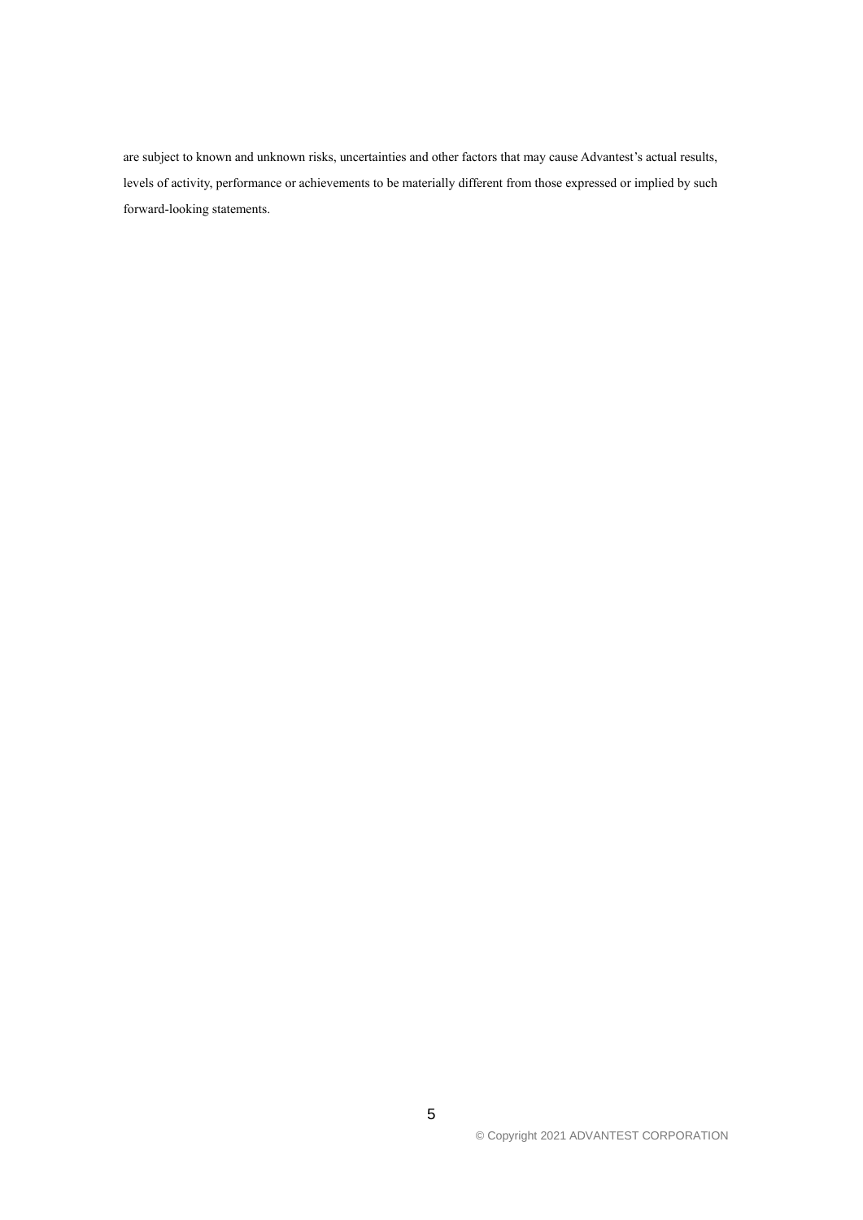are subject to known and unknown risks, uncertainties and other factors that may cause Advantest's actual results, levels of activity, performance or achievements to be materially different from those expressed or implied by such forward-looking statements.